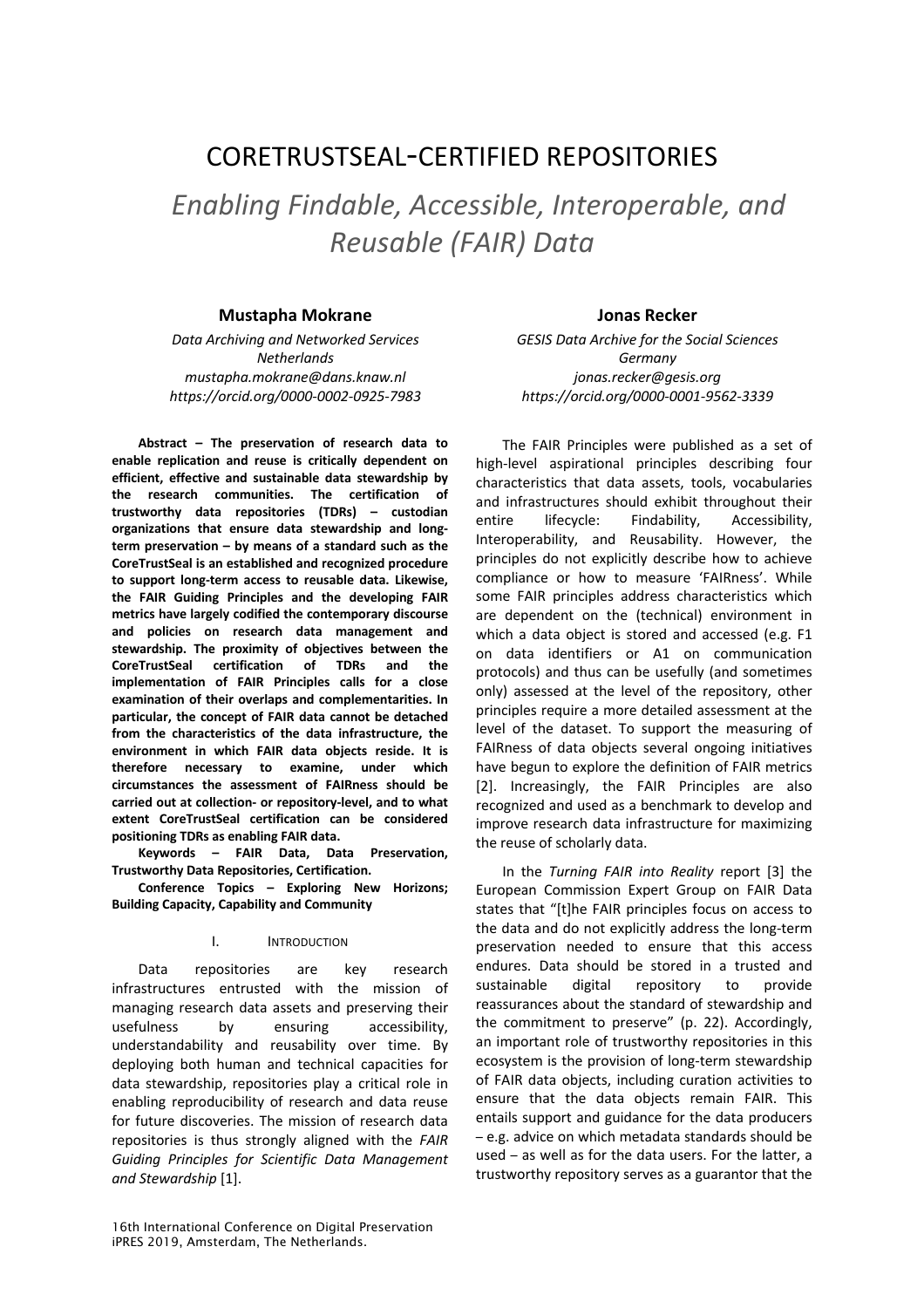# CORETRUSTSEAL-CERTIFIED REPOSITORIES

## *Enabling Findable, Accessible, Interoperable, and Reusable (FAIR) Data*

**Mustapha Mokrane**
*Data Archiving and Networked Services*
*Netherlands*
*mustapha.mokrane@dans.knaw.nl*
*https://orcid.org/0000-0002-0925-7983*

**Jonas Recker**
*GESIS Data Archive for the Social Sciences*
*Germany*
*jonas.recker@gesis.org*
*https://orcid.org/0000-0001-9562-3339*

**Abstract – The preservation of research data to enable replication and reuse is critically dependent on efficient, effective and sustainable data stewardship by the research communities. The certification of trustworthy data repositories (TDRs) – custodian organizations that ensure data stewardship and long-term preservation – by means of a standard such as the CoreTrustSeal is an established and recognized procedure to support long-term access to reusable data. Likewise, the FAIR Guiding Principles and the developing FAIR metrics have largely codified the contemporary discourse and policies on research data management and stewardship. The proximity of objectives between the CoreTrustSeal certification of TDRs and the implementation of FAIR Principles calls for a close examination of their overlaps and complementarities. In particular, the concept of FAIR data cannot be detached from the characteristics of the data infrastructure, the environment in which FAIR data objects reside. It is therefore necessary to examine, under which circumstances the assessment of FAIRness should be carried out at collection- or repository-level, and to what extent CoreTrustSeal certification can be considered positioning TDRs as enabling FAIR data.**

**Keywords – FAIR Data, Data Preservation, Trustworthy Data Repositories, Certification.**

**Conference Topics – Exploring New Horizons; Building Capacity, Capability and Community**

### I. Introduction

Data repositories are key research infrastructures entrusted with the mission of managing research data assets and preserving their usefulness by ensuring accessibility, understandability and reusability over time. By deploying both human and technical capacities for data stewardship, repositories play a critical role in enabling reproducibility of research and data reuse for future discoveries. The mission of research data repositories is thus strongly aligned with the *FAIR Guiding Principles for Scientific Data Management and Stewardship* [1].

The FAIR Principles were published as a set of high-level aspirational principles describing four characteristics that data assets, tools, vocabularies and infrastructures should exhibit throughout their entire lifecycle: Findability, Accessibility, Interoperability, and Reusability. However, the principles do not explicitly describe how to achieve compliance or how to measure 'FAIRness'. While some FAIR principles address characteristics which are dependent on the (technical) environment in which a data object is stored and accessed (e.g. F1 on data identifiers or A1 on communication protocols) and thus can be usefully (and sometimes only) assessed at the level of the repository, other principles require a more detailed assessment at the level of the dataset. To support the measuring of FAIRness of data objects several ongoing initiatives have begun to explore the definition of FAIR metrics [2]. Increasingly, the FAIR Principles are also recognized and used as a benchmark to develop and improve research data infrastructure for maximizing the reuse of scholarly data.

In the *Turning FAIR into Reality* report [3] the European Commission Expert Group on FAIR Data states that "[t]he FAIR principles focus on access to the data and do not explicitly address the long-term preservation needed to ensure that this access endures. Data should be stored in a trusted and sustainable digital repository to provide reassurances about the standard of stewardship and the commitment to preserve" (p. 22). Accordingly, an important role of trustworthy repositories in this ecosystem is the provision of long-term stewardship of FAIR data objects, including curation activities to ensure that the data objects remain FAIR. This entails support and guidance for the data producers – e.g. advice on which metadata standards should be used – as well as for the data users. For the latter, a trustworthy repository serves as a guarantor that the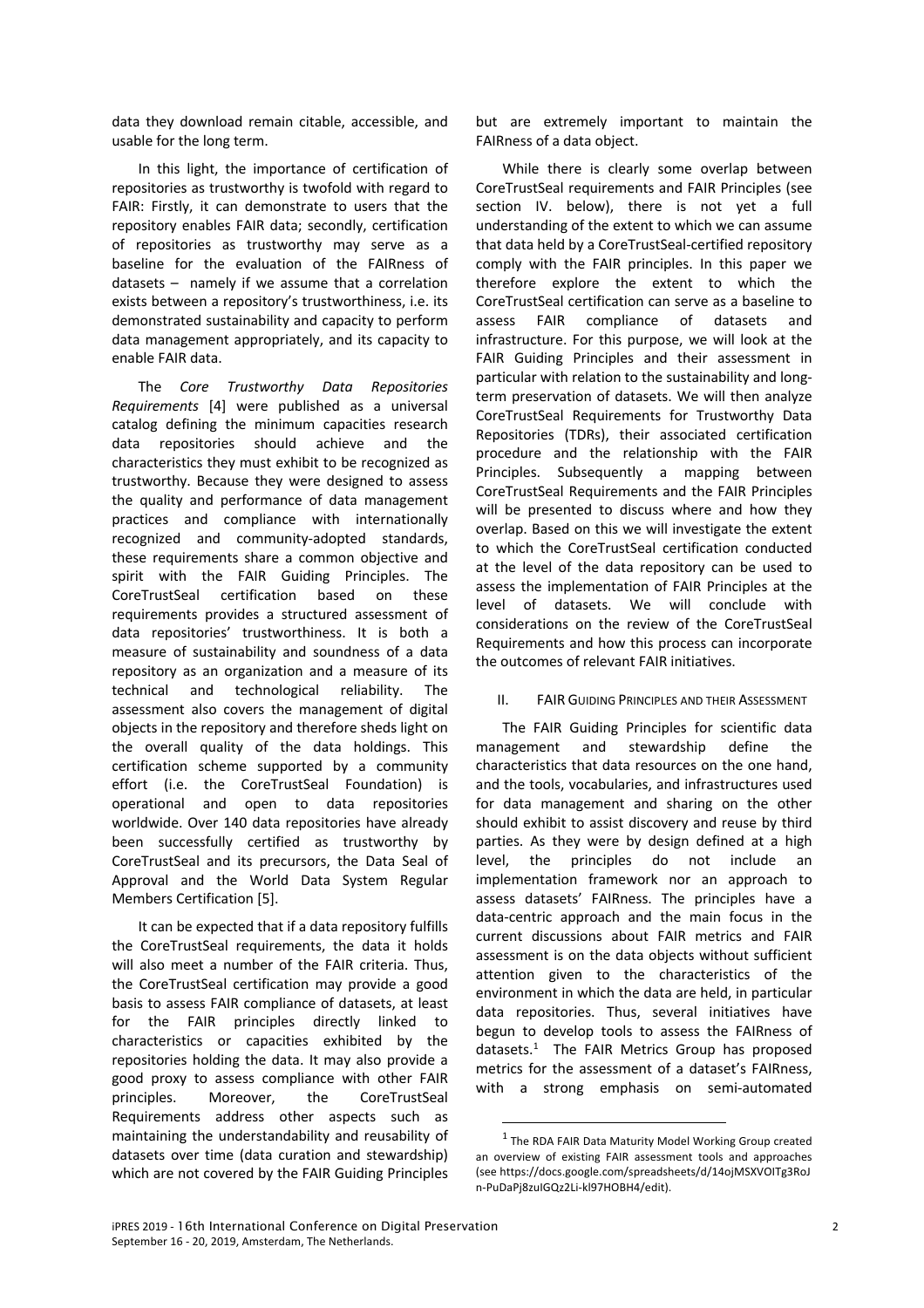data they download remain citable, accessible, and usable for the long term.

In this light, the importance of certification of repositories as trustworthy is twofold with regard to FAIR: Firstly, it can demonstrate to users that the repository enables FAIR data; secondly, certification of repositories as trustworthy may serve as a baseline for the evaluation of the FAIRness of datasets – namely if we assume that a correlation exists between a repository's trustworthiness, i.e. its demonstrated sustainability and capacity to perform data management appropriately, and its capacity to enable FAIR data.

The *Core Trustworthy Data Repositories Requirements* [4] were published as a universal catalog defining the minimum capacities research data repositories should achieve and the characteristics they must exhibit to be recognized as trustworthy. Because they were designed to assess the quality and performance of data management practices and compliance with internationally recognized and community-adopted standards, these requirements share a common objective and spirit with the FAIR Guiding Principles. The CoreTrustSeal certification based on these requirements provides a structured assessment of data repositories' trustworthiness. It is both a measure of sustainability and soundness of a data repository as an organization and a measure of its technical and technological reliability. The assessment also covers the management of digital objects in the repository and therefore sheds light on the overall quality of the data holdings. This certification scheme supported by a community effort (i.e. the CoreTrustSeal Foundation) is operational and open to data repositories worldwide. Over 140 data repositories have already been successfully certified as trustworthy by CoreTrustSeal and its precursors, the Data Seal of Approval and the World Data System Regular Members Certification [5].

It can be expected that if a data repository fulfills the CoreTrustSeal requirements, the data it holds will also meet a number of the FAIR criteria. Thus, the CoreTrustSeal certification may provide a good basis to assess FAIR compliance of datasets, at least for the FAIR principles directly linked to characteristics or capacities exhibited by the repositories holding the data. It may also provide a good proxy to assess compliance with other FAIR principles. Moreover, the CoreTrustSeal Requirements address other aspects such as maintaining the understandability and reusability of datasets over time (data curation and stewardship) which are not covered by the FAIR Guiding Principles but are extremely important to maintain the FAIRness of a data object.

While there is clearly some overlap between CoreTrustSeal requirements and FAIR Principles (see section IV. below), there is not yet a full understanding of the extent to which we can assume that data held by a CoreTrustSeal-certified repository comply with the FAIR principles. In this paper we therefore explore the extent to which the CoreTrustSeal certification can serve as a baseline to assess FAIR compliance of datasets and infrastructure. For this purpose, we will look at the FAIR Guiding Principles and their assessment in particular with relation to the sustainability and long-term preservation of datasets. We will then analyze CoreTrustSeal Requirements for Trustworthy Data Repositories (TDRs), their associated certification procedure and the relationship with the FAIR Principles. Subsequently a mapping between CoreTrustSeal Requirements and the FAIR Principles will be presented to discuss where and how they overlap. Based on this we will investigate the extent to which the CoreTrustSeal certification conducted at the level of the data repository can be used to assess the implementation of FAIR Principles at the level of datasets. We will conclude with considerations on the review of the CoreTrustSeal Requirements and how this process can incorporate the outcomes of relevant FAIR initiatives.

## II. FAIR Guiding Principles and their Assessment

The FAIR Guiding Principles for scientific data management and stewardship define the characteristics that data resources on the one hand, and the tools, vocabularies, and infrastructures used for data management and sharing on the other should exhibit to assist discovery and reuse by third parties. As they were by design defined at a high level, the principles do not include an implementation framework nor an approach to assess datasets' FAIRness. The principles have a data-centric approach and the main focus in the current discussions about FAIR metrics and FAIR assessment is on the data objects without sufficient attention given to the characteristics of the environment in which the data are held, in particular data repositories. Thus, several initiatives have begun to develop tools to assess the FAIRness of datasets.[1] The FAIR Metrics Group has proposed metrics for the assessment of a dataset's FAIRness, with a strong emphasis on semi-automated

[1] The RDA FAIR Data Maturity Model Working Group created an overview of existing FAIR assessment tools and approaches (see https://docs.google.com/spreadsheets/d/14ojMSXVOITg3RoJn-PuDaPj8zuIGQz2Li-kl97HOBH4/edit).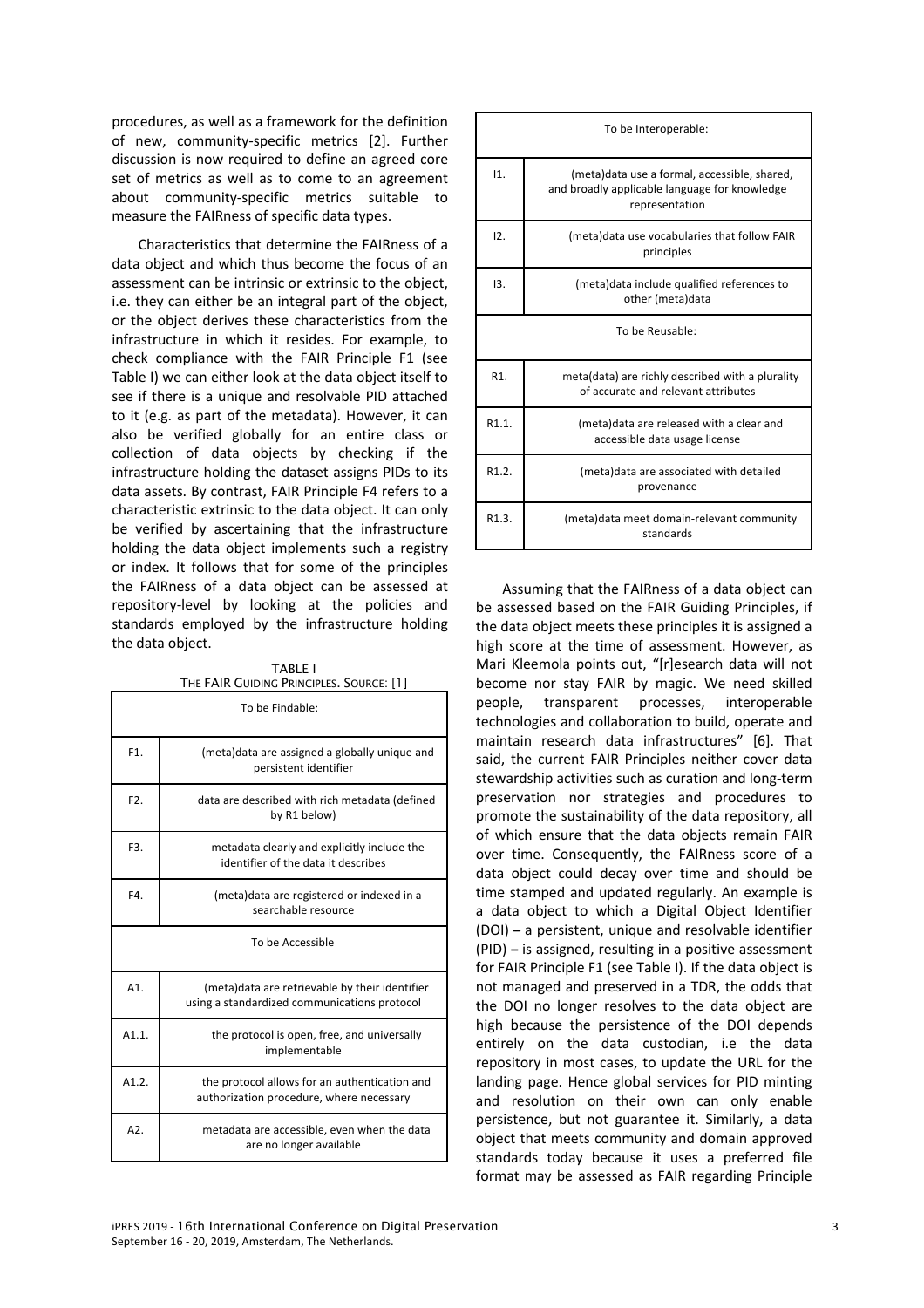procedures, as well as a framework for the definition of new, community-specific metrics [2]. Further discussion is now required to define an agreed core set of metrics as well as to come to an agreement about community-specific metrics suitable to measure the FAIRness of specific data types.

Characteristics that determine the FAIRness of a data object and which thus become the focus of an assessment can be intrinsic or extrinsic to the object, i.e. they can either be an integral part of the object, or the object derives these characteristics from the infrastructure in which it resides. For example, to check compliance with the FAIR Principle F1 (see Table I) we can either look at the data object itself to see if there is a unique and resolvable PID attached to it (e.g. as part of the metadata). However, it can also be verified globally for an entire class or collection of data objects by checking if the infrastructure holding the dataset assigns PIDs to its data assets. By contrast, FAIR Principle F4 refers to a characteristic extrinsic to the data object. It can only be verified by ascertaining that the infrastructure holding the data object implements such a registry or index. It follows that for some of the principles the FAIRness of a data object can be assessed at repository-level by looking at the policies and standards employed by the infrastructure holding the data object.

TABLE I
THE FAIR GUIDING PRINCIPLES. SOURCE: [1]

| To be Findable: | |
|---|---|
| F1. | (meta)data are assigned a globally unique and persistent identifier |
| F2. | data are described with rich metadata (defined by R1 below) |
| F3. | metadata clearly and explicitly include the identifier of the data it describes |
| F4. | (meta)data are registered or indexed in a searchable resource |
| **To be Accessible** | |
| A1. | (meta)data are retrievable by their identifier using a standardized communications protocol |
| A1.1. | the protocol is open, free, and universally implementable |
| A1.2. | the protocol allows for an authentication and authorization procedure, where necessary |
| A2. | metadata are accessible, even when the data are no longer available |
| **To be Interoperable:** | |
| I1. | (meta)data use a formal, accessible, shared, and broadly applicable language for knowledge representation |
| I2. | (meta)data use vocabularies that follow FAIR principles |
| I3. | (meta)data include qualified references to other (meta)data |
| **To be Reusable:** | |
| R1. | meta(data) are richly described with a plurality of accurate and relevant attributes |
| R1.1. | (meta)data are released with a clear and accessible data usage license |
| R1.2. | (meta)data are associated with detailed provenance |
| R1.3. | (meta)data meet domain-relevant community standards |

Assuming that the FAIRness of a data object can be assessed based on the FAIR Guiding Principles, if the data object meets these principles it is assigned a high score at the time of assessment. However, as Mari Kleemola points out, "[r]esearch data will not become nor stay FAIR by magic. We need skilled people, transparent processes, interoperable technologies and collaboration to build, operate and maintain research data infrastructures" [6]. That said, the current FAIR Principles neither cover data stewardship activities such as curation and long-term preservation nor strategies and procedures to promote the sustainability of the data repository, all of which ensure that the data objects remain FAIR over time. Consequently, the FAIRness score of a data object could decay over time and should be time stamped and updated regularly. An example is a data object to which a Digital Object Identifier (DOI) – a persistent, unique and resolvable identifier (PID) – is assigned, resulting in a positive assessment for FAIR Principle F1 (see Table I). If the data object is not managed and preserved in a TDR, the odds that the DOI no longer resolves to the data object are high because the persistence of the DOI depends entirely on the data custodian, i.e the data repository in most cases, to update the URL for the landing page. Hence global services for PID minting and resolution on their own can only enable persistence, but not guarantee it. Similarly, a data object that meets community and domain approved standards today because it uses a preferred file format may be assessed as FAIR regarding Principle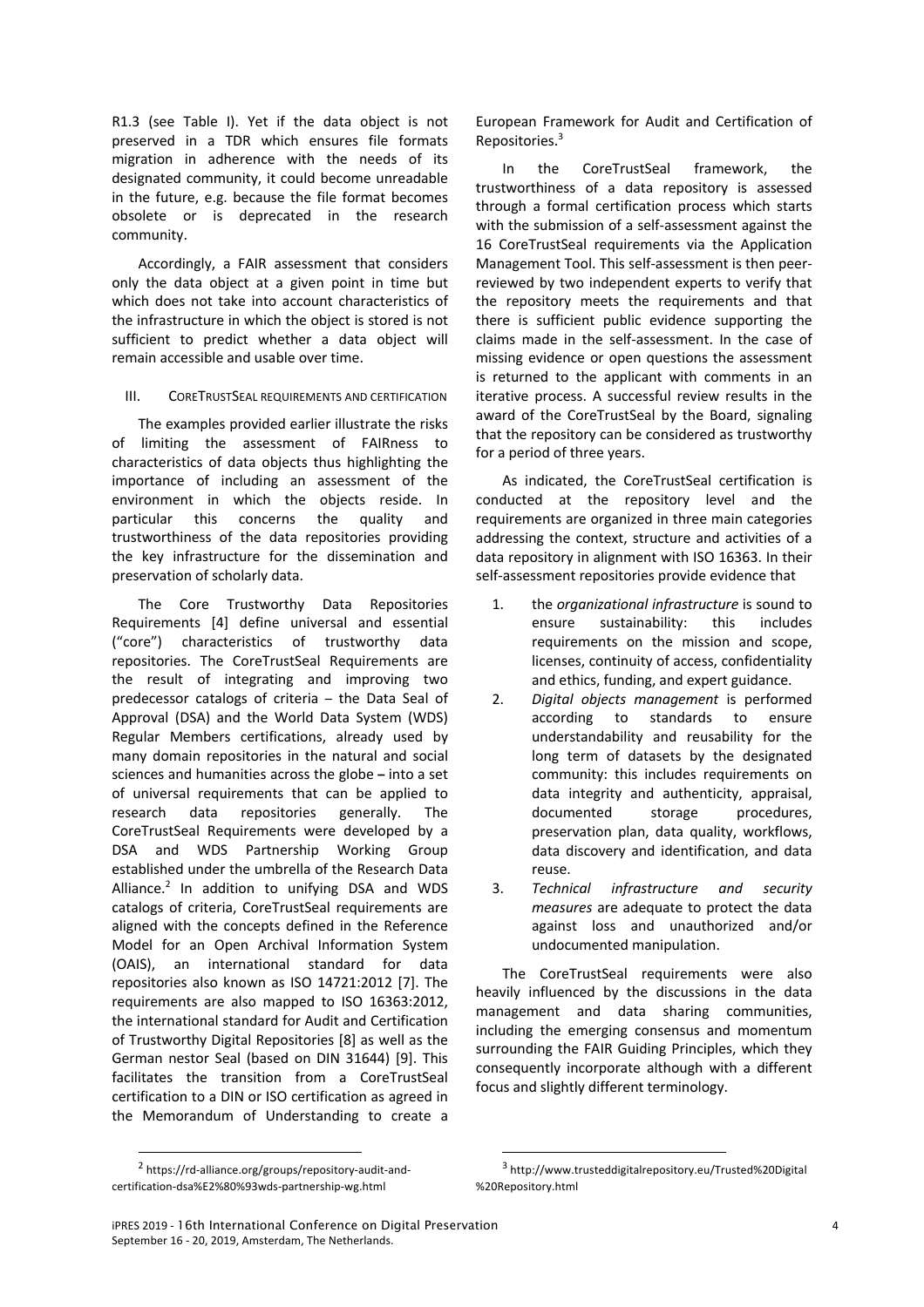R1.3 (see Table I). Yet if the data object is not preserved in a TDR which ensures file formats migration in adherence with the needs of its designated community, it could become unreadable in the future, e.g. because the file format becomes obsolete or is deprecated in the research community.

Accordingly, a FAIR assessment that considers only the data object at a given point in time but which does not take into account characteristics of the infrastructure in which the object is stored is not sufficient to predict whether a data object will remain accessible and usable over time.

## III. CoreTrustSeal requirements and certification

The examples provided earlier illustrate the risks of limiting the assessment of FAIRness to characteristics of data objects thus highlighting the importance of including an assessment of the environment in which the objects reside. In particular this concerns the quality and trustworthiness of the data repositories providing the key infrastructure for the dissemination and preservation of scholarly data.

The Core Trustworthy Data Repositories Requirements [4] define universal and essential ("core") characteristics of trustworthy data repositories. The CoreTrustSeal Requirements are the result of integrating and improving two predecessor catalogs of criteria – the Data Seal of Approval (DSA) and the World Data System (WDS) Regular Members certifications, already used by many domain repositories in the natural and social sciences and humanities across the globe – into a set of universal requirements that can be applied to research data repositories generally. The CoreTrustSeal Requirements were developed by a DSA and WDS Partnership Working Group established under the umbrella of the Research Data Alliance.[2] In addition to unifying DSA and WDS catalogs of criteria, CoreTrustSeal requirements are aligned with the concepts defined in the Reference Model for an Open Archival Information System (OAIS), an international standard for data repositories also known as ISO 14721:2012 [7]. The requirements are also mapped to ISO 16363:2012, the international standard for Audit and Certification of Trustworthy Digital Repositories [8] as well as the German nestor Seal (based on DIN 31644) [9]. This facilitates the transition from a CoreTrustSeal certification to a DIN or ISO certification as agreed in the Memorandum of Understanding to create a European Framework for Audit and Certification of Repositories.[3]

In the CoreTrustSeal framework, the trustworthiness of a data repository is assessed through a formal certification process which starts with the submission of a self-assessment against the 16 CoreTrustSeal requirements via the Application Management Tool. This self-assessment is then peer-reviewed by two independent experts to verify that the repository meets the requirements and that there is sufficient public evidence supporting the claims made in the self-assessment. In the case of missing evidence or open questions the assessment is returned to the applicant with comments in an iterative process. A successful review results in the award of the CoreTrustSeal by the Board, signaling that the repository can be considered as trustworthy for a period of three years.

As indicated, the CoreTrustSeal certification is conducted at the repository level and the requirements are organized in three main categories addressing the context, structure and activities of a data repository in alignment with ISO 16363. In their self-assessment repositories provide evidence that

1. the *organizational infrastructure* is sound to ensure sustainability: this includes requirements on the mission and scope, licenses, continuity of access, confidentiality and ethics, funding, and expert guidance.
2. *Digital objects management* is performed according to standards to ensure understandability and reusability for the long term of datasets by the designated community: this includes requirements on data integrity and authenticity, appraisal, documented storage procedures, preservation plan, data quality, workflows, data discovery and identification, and data reuse.
3. *Technical infrastructure and security measures* are adequate to protect the data against loss and unauthorized and/or undocumented manipulation.

The CoreTrustSeal requirements were also heavily influenced by the discussions in the data management and data sharing communities, including the emerging consensus and momentum surrounding the FAIR Guiding Principles, which they consequently incorporate although with a different focus and slightly different terminology.

---

[2] https://rd-alliance.org/groups/repository-audit-and-certification-dsa%E2%80%93wds-partnership-wg.html

[3] http://www.trusteddigitalrepository.eu/Trusted%20Digital%20Repository.html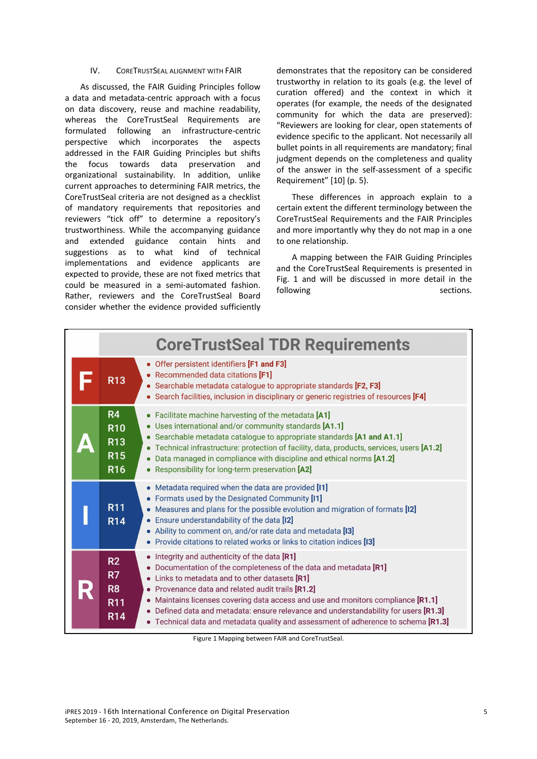## IV. CoreTrustSeal Alignment with FAIR

As discussed, the FAIR Guiding Principles follow a data and metadata-centric approach with a focus on data discovery, reuse and machine readability, whereas the CoreTrustSeal Requirements are formulated following an infrastructure-centric perspective which incorporates the aspects addressed in the FAIR Guiding Principles but shifts the focus towards data preservation and organizational sustainability. In addition, unlike current approaches to determining FAIR metrics, the CoreTrustSeal criteria are not designed as a checklist of mandatory requirements that repositories and reviewers "tick off" to determine a repository's trustworthiness. While the accompanying guidance and extended guidance contain hints and suggestions as to what kind of technical implementations and evidence applicants are expected to provide, these are not fixed metrics that could be measured in a semi-automated fashion. Rather, reviewers and the CoreTrustSeal Board consider whether the evidence provided sufficiently demonstrates that the repository can be considered trustworthy in relation to its goals (e.g. the level of curation offered) and the context in which it operates (for example, the needs of the designated community for which the data are preserved): "Reviewers are looking for clear, open statements of evidence specific to the applicant. Not necessarily all bullet points in all requirements are mandatory; final judgment depends on the completeness and quality of the answer in the self-assessment of a specific Requirement" [10] (p. 5).

These differences in approach explain to a certain extent the different terminology between the CoreTrustSeal Requirements and the FAIR Principles and more importantly why they do not map in a one to one relationship.

A mapping between the FAIR Guiding Principles and the CoreTrustSeal Requirements is presented in Fig. 1 and will be discussed in more detail in the following sections.

**CoreTrustSeal TDR Requirements**

| | Requirements | |
|---|---|---|
| **F** | R13 | • Offer persistent identifiers [F1 and F3]<br>• Recommended data citations [F1]<br>• Searchable metadata catalogue to appropriate standards [F2, F3]<br>• Search facilities, inclusion in disciplinary or generic registries of resources [F4] |
| **A** | R4<br>R10<br>R13<br>R15<br>R16 | • Facilitate machine harvesting of the metadata [A1]<br>• Uses international and/or community standards [A1.1]<br>• Searchable metadata catalogue to appropriate standards [A1 and A1.1]<br>• Technical infrastructure: protection of facility, data, products, services, users [A1.2]<br>• Data managed in compliance with discipline and ethical norms [A1.2]<br>• Responsibility for long-term preservation [A2] |
| **I** | R11<br>R14 | • Metadata required when the data are provided [I1]<br>• Formats used by the Designated Community [I1]<br>• Measures and plans for the possible evolution and migration of formats [I2]<br>• Ensure understandability of the data [I2]<br>• Ability to comment on, and/or rate data and metadata [I3]<br>• Provide citations to related works or links to citation indices [I3] |
| **R** | R2<br>R7<br>R8<br>R11<br>R14 | • Integrity and authenticity of the data [R1]<br>• Documentation of the completeness of the data and metadata [R1]<br>• Links to metadata and to other datasets [R1]<br>• Provenance data and related audit trails [R1.2]<br>• Maintains licenses covering data access and use and monitors compliance [R1.1]<br>• Defined data and metadata: ensure relevance and understandability for users [R1.3]<br>• Technical data and metadata quality and assessment of adherence to schema [R1.3] |

Figure 1 Mapping between FAIR and CoreTrustSeal.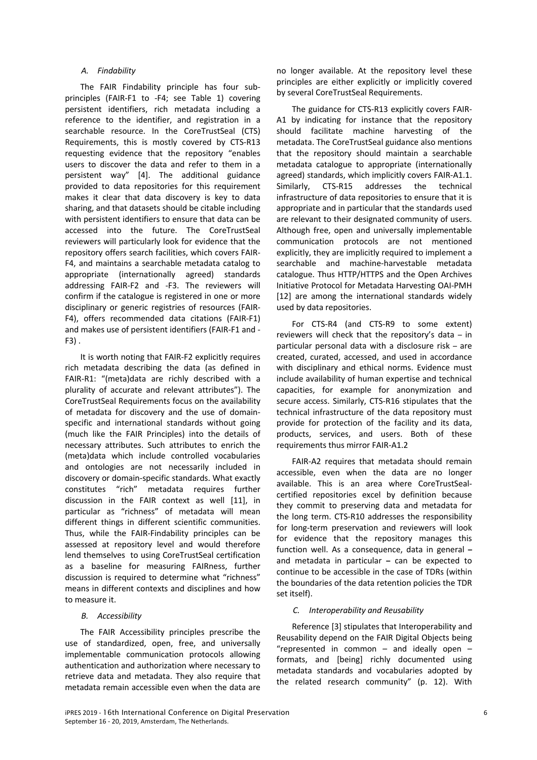### A. Findability

The FAIR Findability principle has four sub-principles (FAIR-F1 to -F4; see Table 1) covering persistent identifiers, rich metadata including a reference to the identifier, and registration in a searchable resource. In the CoreTrustSeal (CTS) Requirements, this is mostly covered by CTS-R13 requesting evidence that the repository "enables users to discover the data and refer to them in a persistent way" [4]. The additional guidance provided to data repositories for this requirement makes it clear that data discovery is key to data sharing, and that datasets should be citable including with persistent identifiers to ensure that data can be accessed into the future. The CoreTrustSeal reviewers will particularly look for evidence that the repository offers search facilities, which covers FAIR-F4, and maintains a searchable metadata catalog to appropriate (internationally agreed) standards addressing FAIR-F2 and -F3. The reviewers will confirm if the catalogue is registered in one or more disciplinary or generic registries of resources (FAIR-F4), offers recommended data citations (FAIR-F1) and makes use of persistent identifiers (FAIR-F1 and -F3) .

It is worth noting that FAIR-F2 explicitly requires rich metadata describing the data (as defined in FAIR-R1: "(meta)data are richly described with a plurality of accurate and relevant attributes"). The CoreTrustSeal Requirements focus on the availability of metadata for discovery and the use of domain-specific and international standards without going (much like the FAIR Principles) into the details of necessary attributes. Such attributes to enrich the (meta)data which include controlled vocabularies and ontologies are not necessarily included in discovery or domain-specific standards. What exactly constitutes "rich" metadata requires further discussion in the FAIR context as well [11], in particular as "richness" of metadata will mean different things in different scientific communities. Thus, while the FAIR-Findability principles can be assessed at repository level and would therefore lend themselves to using CoreTrustSeal certification as a baseline for measuring FAIRness, further discussion is required to determine what "richness" means in different contexts and disciplines and how to measure it.

### B. Accessibility

The FAIR Accessibility principles prescribe the use of standardized, open, free, and universally implementable communication protocols allowing authentication and authorization where necessary to retrieve data and metadata. They also require that metadata remain accessible even when the data are no longer available. At the repository level these principles are either explicitly or implicitly covered by several CoreTrustSeal Requirements.

The guidance for CTS-R13 explicitly covers FAIR-A1 by indicating for instance that the repository should facilitate machine harvesting of the metadata. The CoreTrustSeal guidance also mentions that the repository should maintain a searchable metadata catalogue to appropriate (internationally agreed) standards, which implicitly covers FAIR-A1.1. Similarly, CTS-R15 addresses the technical infrastructure of data repositories to ensure that it is appropriate and in particular that the standards used are relevant to their designated community of users. Although free, open and universally implementable communication protocols are not mentioned explicitly, they are implicitly required to implement a searchable and machine-harvestable metadata catalogue. Thus HTTP/HTTPS and the Open Archives Initiative Protocol for Metadata Harvesting OAI-PMH [12] are among the international standards widely used by data repositories.

For CTS-R4 (and CTS-R9 to some extent) reviewers will check that the repository's data – in particular personal data with a disclosure risk – are created, curated, accessed, and used in accordance with disciplinary and ethical norms. Evidence must include availability of human expertise and technical capacities, for example for anonymization and secure access. Similarly, CTS-R16 stipulates that the technical infrastructure of the data repository must provide for protection of the facility and its data, products, services, and users. Both of these requirements thus mirror FAIR-A1.2

FAIR-A2 requires that metadata should remain accessible, even when the data are no longer available. This is an area where CoreTrustSeal-certified repositories excel by definition because they commit to preserving data and metadata for the long term. CTS-R10 addresses the responsibility for long-term preservation and reviewers will look for evidence that the repository manages this function well. As a consequence, data in general **–** and metadata in particular **–** can be expected to continue to be accessible in the case of TDRs (within the boundaries of the data retention policies the TDR set itself).

### C. Interoperability and Reusability

Reference [3] stipulates that Interoperability and Reusability depend on the FAIR Digital Objects being "represented in common – and ideally open – formats, and [being] richly documented using metadata standards and vocabularies adopted by the related research community" (p. 12). With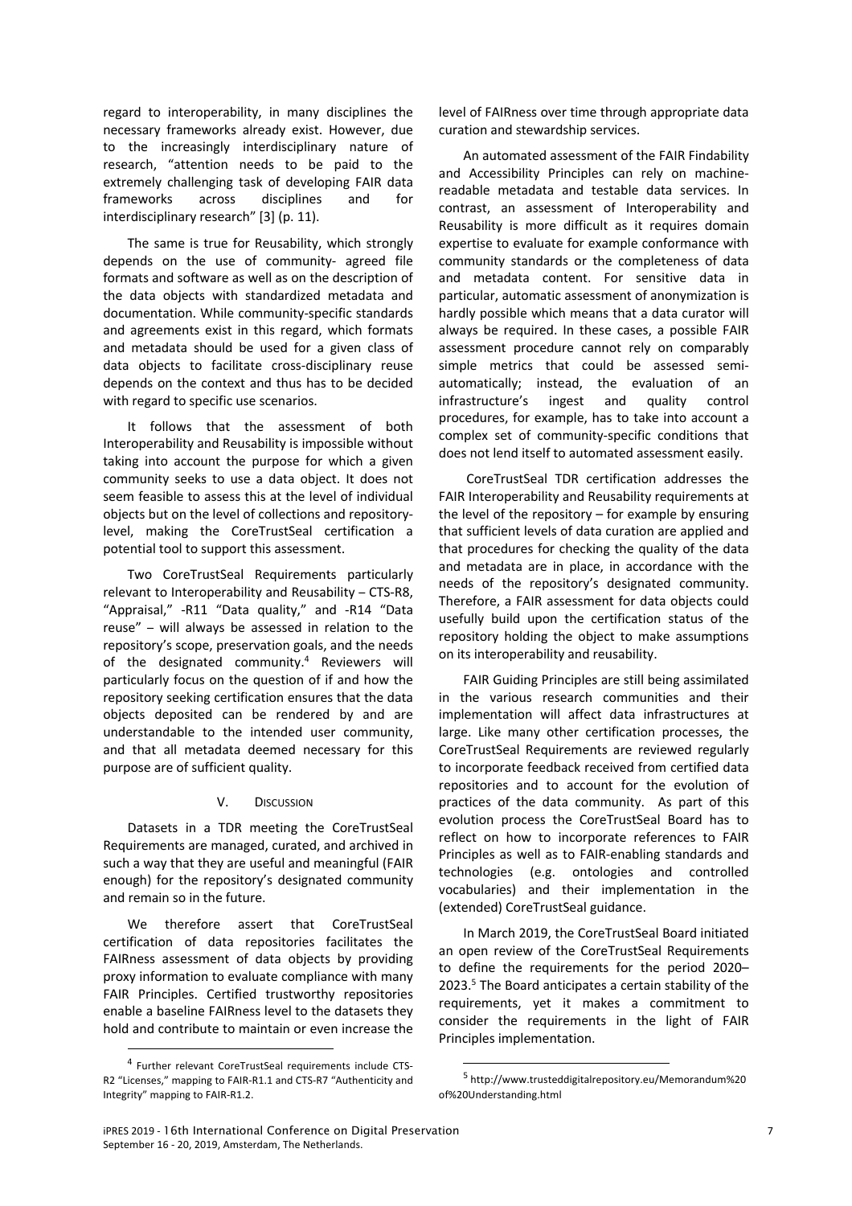regard to interoperability, in many disciplines the necessary frameworks already exist. However, due to the increasingly interdisciplinary nature of research, "attention needs to be paid to the extremely challenging task of developing FAIR data frameworks across disciplines and for interdisciplinary research" [3] (p. 11).

The same is true for Reusability, which strongly depends on the use of community- agreed file formats and software as well as on the description of the data objects with standardized metadata and documentation. While community-specific standards and agreements exist in this regard, which formats and metadata should be used for a given class of data objects to facilitate cross-disciplinary reuse depends on the context and thus has to be decided with regard to specific use scenarios.

It follows that the assessment of both Interoperability and Reusability is impossible without taking into account the purpose for which a given community seeks to use a data object. It does not seem feasible to assess this at the level of individual objects but on the level of collections and repository-level, making the CoreTrustSeal certification a potential tool to support this assessment.

Two CoreTrustSeal Requirements particularly relevant to Interoperability and Reusability – CTS-R8, "Appraisal," -R11 "Data quality," and -R14 "Data reuse" – will always be assessed in relation to the repository's scope, preservation goals, and the needs of the designated community.[4] Reviewers will particularly focus on the question of if and how the repository seeking certification ensures that the data objects deposited can be rendered by and are understandable to the intended user community, and that all metadata deemed necessary for this purpose are of sufficient quality.

## V. Discussion

Datasets in a TDR meeting the CoreTrustSeal Requirements are managed, curated, and archived in such a way that they are useful and meaningful (FAIR enough) for the repository's designated community and remain so in the future.

We therefore assert that CoreTrustSeal certification of data repositories facilitates the FAIRness assessment of data objects by providing proxy information to evaluate compliance with many FAIR Principles. Certified trustworthy repositories enable a baseline FAIRness level to the datasets they hold and contribute to maintain or even increase the level of FAIRness over time through appropriate data curation and stewardship services.

An automated assessment of the FAIR Findability and Accessibility Principles can rely on machine-readable metadata and testable data services. In contrast, an assessment of Interoperability and Reusability is more difficult as it requires domain expertise to evaluate for example conformance with community standards or the completeness of data and metadata content. For sensitive data in particular, automatic assessment of anonymization is hardly possible which means that a data curator will always be required. In these cases, a possible FAIR assessment procedure cannot rely on comparably simple metrics that could be assessed semi-automatically; instead, the evaluation of an infrastructure's ingest and quality control procedures, for example, has to take into account a complex set of community-specific conditions that does not lend itself to automated assessment easily.

CoreTrustSeal TDR certification addresses the FAIR Interoperability and Reusability requirements at the level of the repository – for example by ensuring that sufficient levels of data curation are applied and that procedures for checking the quality of the data and metadata are in place, in accordance with the needs of the repository's designated community. Therefore, a FAIR assessment for data objects could usefully build upon the certification status of the repository holding the object to make assumptions on its interoperability and reusability.

FAIR Guiding Principles are still being assimilated in the various research communities and their implementation will affect data infrastructures at large. Like many other certification processes, the CoreTrustSeal Requirements are reviewed regularly to incorporate feedback received from certified data repositories and to account for the evolution of practices of the data community. As part of this evolution process the CoreTrustSeal Board has to reflect on how to incorporate references to FAIR Principles as well as to FAIR-enabling standards and technologies (e.g. ontologies and controlled vocabularies) and their implementation in the (extended) CoreTrustSeal guidance.

In March 2019, the CoreTrustSeal Board initiated an open review of the CoreTrustSeal Requirements to define the requirements for the period 2020–2023.[5] The Board anticipates a certain stability of the requirements, yet it makes a commitment to consider the requirements in the light of FAIR Principles implementation.

[4] Further relevant CoreTrustSeal requirements include CTS-R2 "Licenses," mapping to FAIR-R1.1 and CTS-R7 "Authenticity and Integrity" mapping to FAIR-R1.2.

[5] http://www.trusteddigitalrepository.eu/Memorandum%20of%20Understanding.html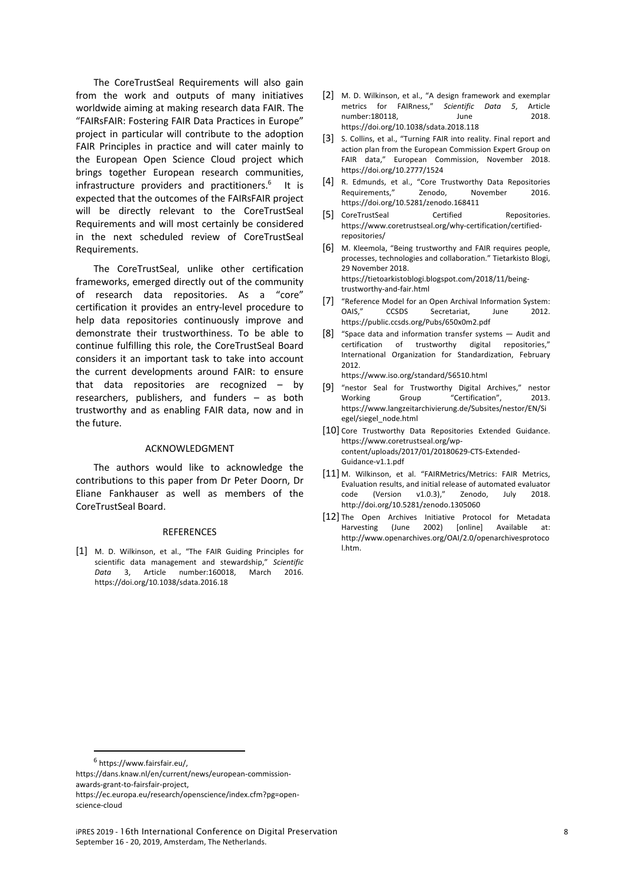The CoreTrustSeal Requirements will also gain from the work and outputs of many initiatives worldwide aiming at making research data FAIR. The "FAIRsFAIR: Fostering FAIR Data Practices in Europe" project in particular will contribute to the adoption FAIR Principles in practice and will cater mainly to the European Open Science Cloud project which brings together European research communities, infrastructure providers and practitioners.[6] It is expected that the outcomes of the FAIRsFAIR project will be directly relevant to the CoreTrustSeal Requirements and will most certainly be considered in the next scheduled review of CoreTrustSeal Requirements.

The CoreTrustSeal, unlike other certification frameworks, emerged directly out of the community of research data repositories. As a "core" certification it provides an entry-level procedure to help data repositories continuously improve and demonstrate their trustworthiness. To be able to continue fulfilling this role, the CoreTrustSeal Board considers it an important task to take into account the current developments around FAIR: to ensure that data repositories are recognized – by researchers, publishers, and funders – as both trustworthy and as enabling FAIR data, now and in the future.

## ACKNOWLEDGMENT

The authors would like to acknowledge the contributions to this paper from Dr Peter Doorn, Dr Eliane Fankhauser as well as members of the CoreTrustSeal Board.

## REFERENCES

[1] M. D. Wilkinson, et al., "The FAIR Guiding Principles for scientific data management and stewardship," *Scientific Data* 3, Article number:160018, March 2016. https://doi.org/10.1038/sdata.2016.18

[2] M. D. Wilkinson, et al., "A design framework and exemplar metrics for FAIRness," *Scientific Data 5*, Article number:180118, June 2018. https://doi.org/10.1038/sdata.2018.118

[3] S. Collins, et al., "Turning FAIR into reality. Final report and action plan from the European Commission Expert Group on FAIR data," European Commission, November 2018. https://doi.org/10.2777/1524

[4] R. Edmunds, et al., "Core Trustworthy Data Repositories Requirements," Zenodo, November 2016. https://doi.org/10.5281/zenodo.168411

[5] CoreTrustSeal Certified Repositories. https://www.coretrustseal.org/why-certification/certified-repositories/

[6] M. Kleemola, "Being trustworthy and FAIR requires people, processes, technologies and collaboration." Tietarkisto Blogi, 29 November 2018. https://tietoarkistoblogi.blogspot.com/2018/11/being-trustworthy-and-fair.html

[7] "Reference Model for an Open Archival Information System: OAIS," CCSDS Secretariat, June 2012. https://public.ccsds.org/Pubs/650x0m2.pdf

[8] "Space data and information transfer systems — Audit and certification of trustworthy digital repositories," International Organization for Standardization, February 2012. https://www.iso.org/standard/56510.html

[9] "nestor Seal for Trustworthy Digital Archives," nestor Working Group "Certification", 2013. https://www.langzeitarchivierung.de/Subsites/nestor/EN/Siegel/siegel_node.html

[10] Core Trustworthy Data Repositories Extended Guidance. https://www.coretrustseal.org/wp-content/uploads/2017/01/20180629-CTS-Extended-Guidance-v1.1.pdf

[11] M. Wilkinson, et al. "FAIRMetrics/Metrics: FAIR Metrics, Evaluation results, and initial release of automated evaluator code (Version v1.0.3)," Zenodo, July 2018. http://doi.org/10.5281/zenodo.1305060

[12] The Open Archives Initiative Protocol for Metadata Harvesting (June 2002) [online] Available at: http://www.openarchives.org/OAI/2.0/openarchivesprotocol.htm.

---

[6] https://www.fairsfair.eu/, https://dans.knaw.nl/en/current/news/european-commission-awards-grant-to-fairsfair-project, https://ec.europa.eu/research/openscience/index.cfm?pg=open-science-cloud